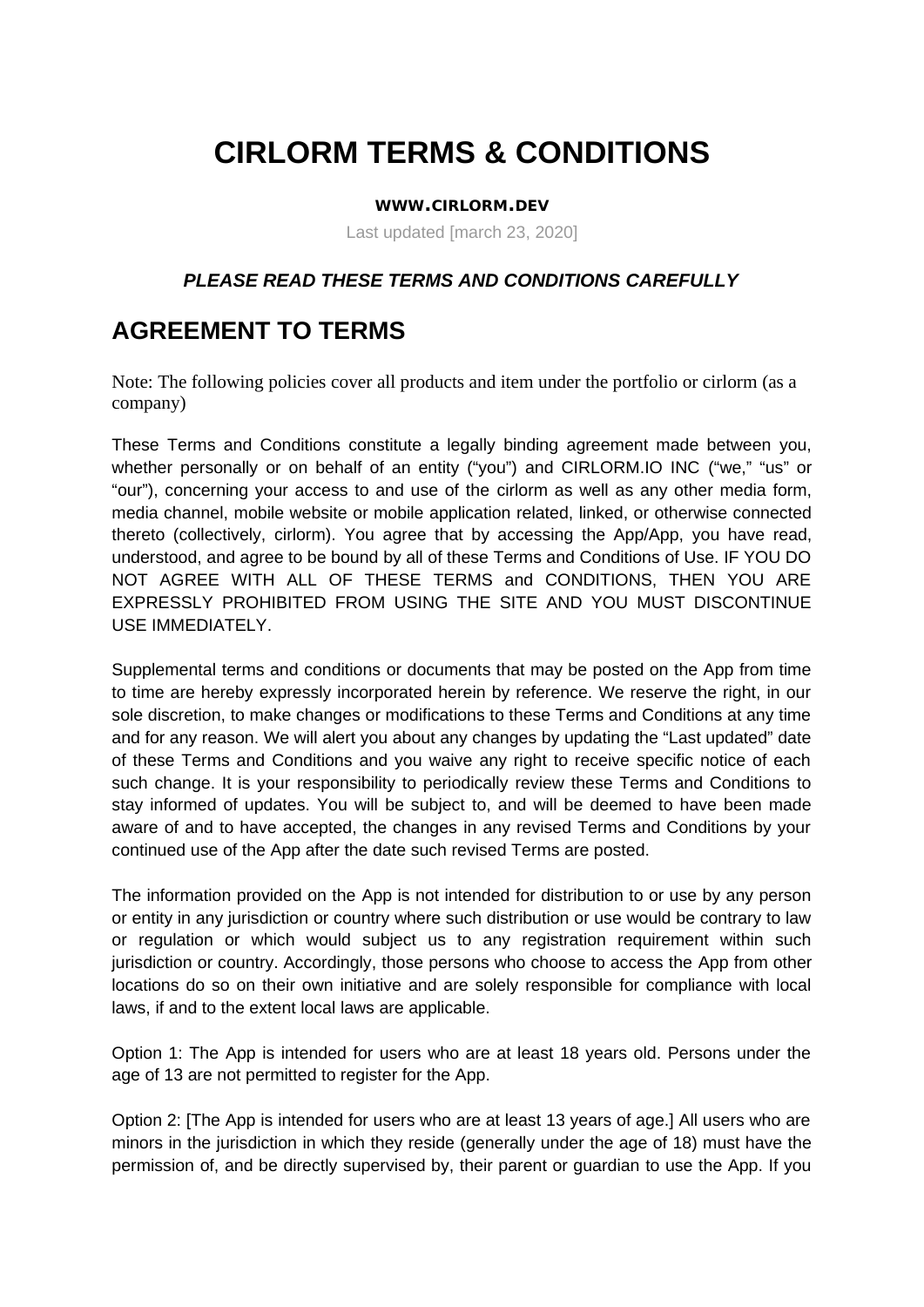# CIRLORM TERMS & CONDITIONS

**WWW.CIRLORM.DEV**

Last updated [march 23, 2020]

***PLEASE READ THESE TERMS AND CONDITIONS CAREFULLY***

## AGREEMENT TO TERMS

Note: The following policies cover all products and item under the portfolio or cirlorm (as a company)

These Terms and Conditions constitute a legally binding agreement made between you, whether personally or on behalf of an entity ("you") and CIRLORM.IO INC ("we," "us" or "our"), concerning your access to and use of the cirlorm as well as any other media form, media channel, mobile website or mobile application related, linked, or otherwise connected thereto (collectively, cirlorm). You agree that by accessing the App/App, you have read, understood, and agree to be bound by all of these Terms and Conditions of Use. IF YOU DO NOT AGREE WITH ALL OF THESE TERMS and CONDITIONS, THEN YOU ARE EXPRESSLY PROHIBITED FROM USING THE SITE AND YOU MUST DISCONTINUE USE IMMEDIATELY.

Supplemental terms and conditions or documents that may be posted on the App from time to time are hereby expressly incorporated herein by reference. We reserve the right, in our sole discretion, to make changes or modifications to these Terms and Conditions at any time and for any reason. We will alert you about any changes by updating the "Last updated" date of these Terms and Conditions and you waive any right to receive specific notice of each such change. It is your responsibility to periodically review these Terms and Conditions to stay informed of updates. You will be subject to, and will be deemed to have been made aware of and to have accepted, the changes in any revised Terms and Conditions by your continued use of the App after the date such revised Terms are posted.

The information provided on the App is not intended for distribution to or use by any person or entity in any jurisdiction or country where such distribution or use would be contrary to law or regulation or which would subject us to any registration requirement within such jurisdiction or country. Accordingly, those persons who choose to access the App from other locations do so on their own initiative and are solely responsible for compliance with local laws, if and to the extent local laws are applicable.

Option 1: The App is intended for users who are at least 18 years old. Persons under the age of 13 are not permitted to register for the App.

Option 2: [The App is intended for users who are at least 13 years of age.] All users who are minors in the jurisdiction in which they reside (generally under the age of 18) must have the permission of, and be directly supervised by, their parent or guardian to use the App. If you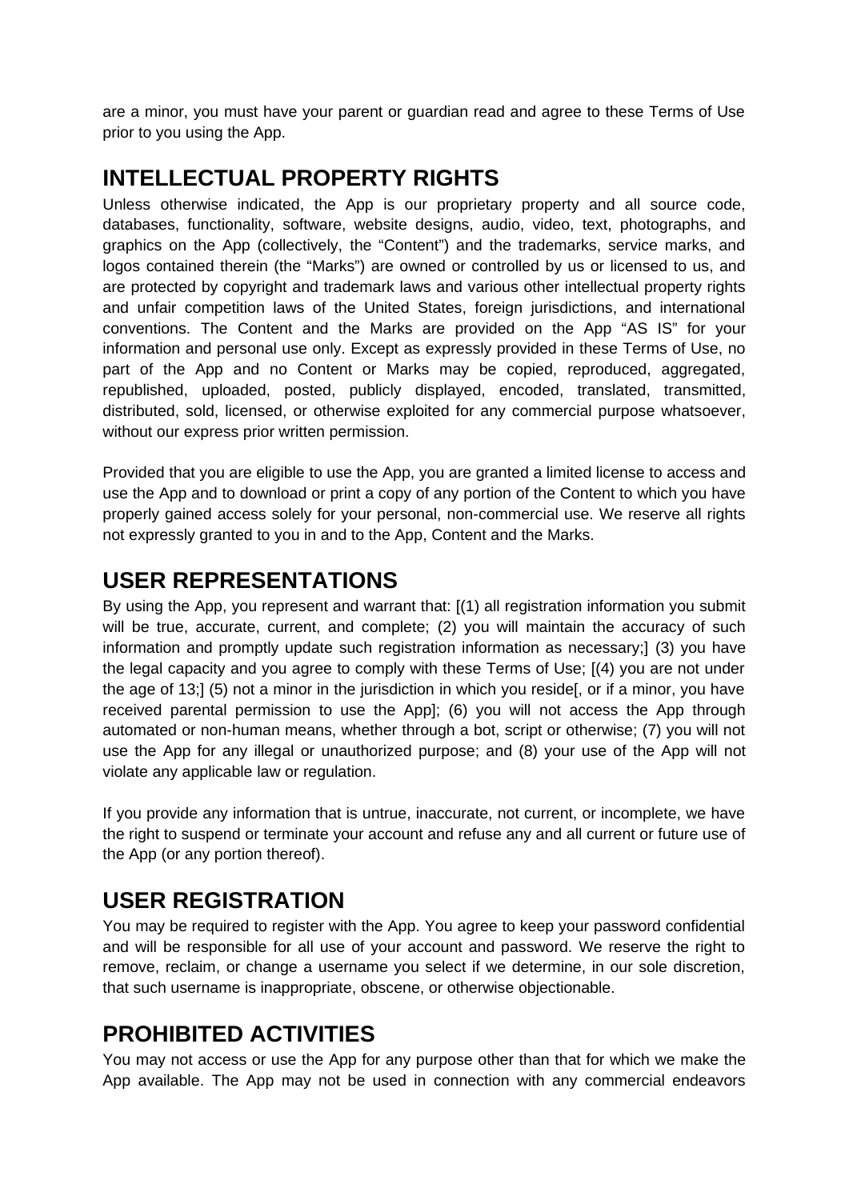are a minor, you must have your parent or guardian read and agree to these Terms of Use prior to you using the App.

## INTELLECTUAL PROPERTY RIGHTS

Unless otherwise indicated, the App is our proprietary property and all source code, databases, functionality, software, website designs, audio, video, text, photographs, and graphics on the App (collectively, the "Content") and the trademarks, service marks, and logos contained therein (the "Marks") are owned or controlled by us or licensed to us, and are protected by copyright and trademark laws and various other intellectual property rights and unfair competition laws of the United States, foreign jurisdictions, and international conventions. The Content and the Marks are provided on the App "AS IS" for your information and personal use only. Except as expressly provided in these Terms of Use, no part of the App and no Content or Marks may be copied, reproduced, aggregated, republished, uploaded, posted, publicly displayed, encoded, translated, transmitted, distributed, sold, licensed, or otherwise exploited for any commercial purpose whatsoever, without our express prior written permission.

Provided that you are eligible to use the App, you are granted a limited license to access and use the App and to download or print a copy of any portion of the Content to which you have properly gained access solely for your personal, non-commercial use. We reserve all rights not expressly granted to you in and to the App, Content and the Marks.

## USER REPRESENTATIONS

By using the App, you represent and warrant that: [(1) all registration information you submit will be true, accurate, current, and complete; (2) you will maintain the accuracy of such information and promptly update such registration information as necessary;] (3) you have the legal capacity and you agree to comply with these Terms of Use; [(4) you are not under the age of 13;] (5) not a minor in the jurisdiction in which you reside[, or if a minor, you have received parental permission to use the App]; (6) you will not access the App through automated or non-human means, whether through a bot, script or otherwise; (7) you will not use the App for any illegal or unauthorized purpose; and (8) your use of the App will not violate any applicable law or regulation.

If you provide any information that is untrue, inaccurate, not current, or incomplete, we have the right to suspend or terminate your account and refuse any and all current or future use of the App (or any portion thereof).

## USER REGISTRATION

You may be required to register with the App. You agree to keep your password confidential and will be responsible for all use of your account and password. We reserve the right to remove, reclaim, or change a username you select if we determine, in our sole discretion, that such username is inappropriate, obscene, or otherwise objectionable.

## PROHIBITED ACTIVITIES

You may not access or use the App for any purpose other than that for which we make the App available. The App may not be used in connection with any commercial endeavors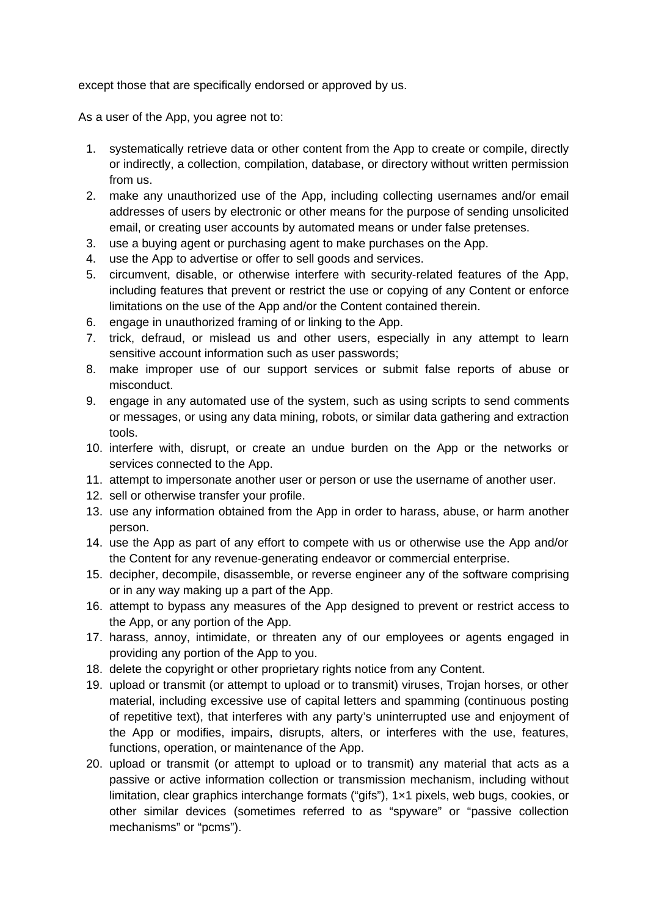except those that are specifically endorsed or approved by us.

As a user of the App, you agree not to:

1. systematically retrieve data or other content from the App to create or compile, directly or indirectly, a collection, compilation, database, or directory without written permission from us.
2. make any unauthorized use of the App, including collecting usernames and/or email addresses of users by electronic or other means for the purpose of sending unsolicited email, or creating user accounts by automated means or under false pretenses.
3. use a buying agent or purchasing agent to make purchases on the App.
4. use the App to advertise or offer to sell goods and services.
5. circumvent, disable, or otherwise interfere with security-related features of the App, including features that prevent or restrict the use or copying of any Content or enforce limitations on the use of the App and/or the Content contained therein.
6. engage in unauthorized framing of or linking to the App.
7. trick, defraud, or mislead us and other users, especially in any attempt to learn sensitive account information such as user passwords;
8. make improper use of our support services or submit false reports of abuse or misconduct.
9. engage in any automated use of the system, such as using scripts to send comments or messages, or using any data mining, robots, or similar data gathering and extraction tools.
10. interfere with, disrupt, or create an undue burden on the App or the networks or services connected to the App.
11. attempt to impersonate another user or person or use the username of another user.
12. sell or otherwise transfer your profile.
13. use any information obtained from the App in order to harass, abuse, or harm another person.
14. use the App as part of any effort to compete with us or otherwise use the App and/or the Content for any revenue-generating endeavor or commercial enterprise.
15. decipher, decompile, disassemble, or reverse engineer any of the software comprising or in any way making up a part of the App.
16. attempt to bypass any measures of the App designed to prevent or restrict access to the App, or any portion of the App.
17. harass, annoy, intimidate, or threaten any of our employees or agents engaged in providing any portion of the App to you.
18. delete the copyright or other proprietary rights notice from any Content.
19. upload or transmit (or attempt to upload or to transmit) viruses, Trojan horses, or other material, including excessive use of capital letters and spamming (continuous posting of repetitive text), that interferes with any party's uninterrupted use and enjoyment of the App or modifies, impairs, disrupts, alters, or interferes with the use, features, functions, operation, or maintenance of the App.
20. upload or transmit (or attempt to upload or to transmit) any material that acts as a passive or active information collection or transmission mechanism, including without limitation, clear graphics interchange formats ("gifs"), 1×1 pixels, web bugs, cookies, or other similar devices (sometimes referred to as "spyware" or "passive collection mechanisms" or "pcms").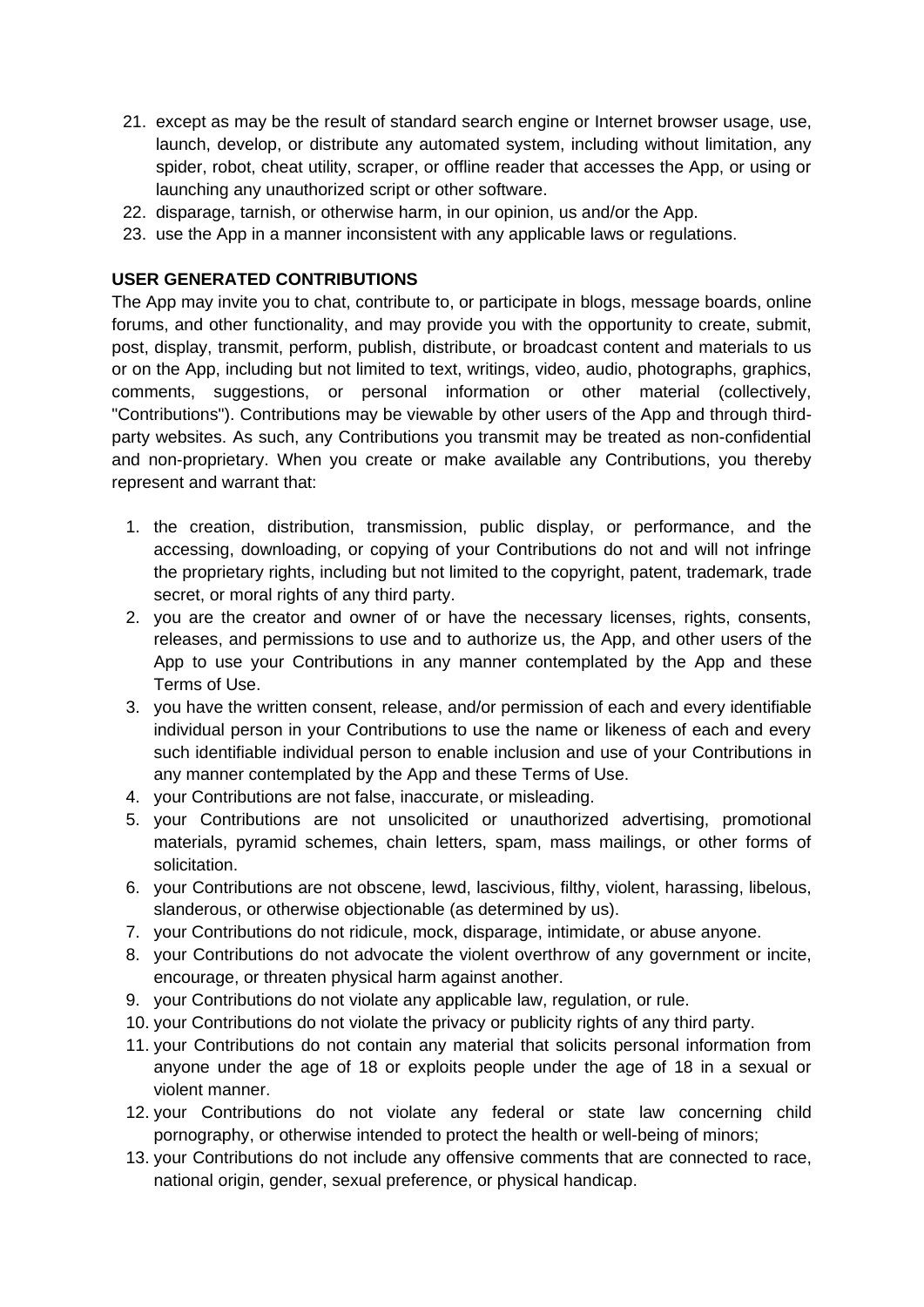21. except as may be the result of standard search engine or Internet browser usage, use, launch, develop, or distribute any automated system, including without limitation, any spider, robot, cheat utility, scraper, or offline reader that accesses the App, or using or launching any unauthorized script or other software.
22. disparage, tarnish, or otherwise harm, in our opinion, us and/or the App.
23. use the App in a manner inconsistent with any applicable laws or regulations.

**USER GENERATED CONTRIBUTIONS**

The App may invite you to chat, contribute to, or participate in blogs, message boards, online forums, and other functionality, and may provide you with the opportunity to create, submit, post, display, transmit, perform, publish, distribute, or broadcast content and materials to us or on the App, including but not limited to text, writings, video, audio, photographs, graphics, comments, suggestions, or personal information or other material (collectively, "Contributions"). Contributions may be viewable by other users of the App and through third-party websites. As such, any Contributions you transmit may be treated as non-confidential and non-proprietary. When you create or make available any Contributions, you thereby represent and warrant that:

1. the creation, distribution, transmission, public display, or performance, and the accessing, downloading, or copying of your Contributions do not and will not infringe the proprietary rights, including but not limited to the copyright, patent, trademark, trade secret, or moral rights of any third party.
2. you are the creator and owner of or have the necessary licenses, rights, consents, releases, and permissions to use and to authorize us, the App, and other users of the App to use your Contributions in any manner contemplated by the App and these Terms of Use.
3. you have the written consent, release, and/or permission of each and every identifiable individual person in your Contributions to use the name or likeness of each and every such identifiable individual person to enable inclusion and use of your Contributions in any manner contemplated by the App and these Terms of Use.
4. your Contributions are not false, inaccurate, or misleading.
5. your Contributions are not unsolicited or unauthorized advertising, promotional materials, pyramid schemes, chain letters, spam, mass mailings, or other forms of solicitation.
6. your Contributions are not obscene, lewd, lascivious, filthy, violent, harassing, libelous, slanderous, or otherwise objectionable (as determined by us).
7. your Contributions do not ridicule, mock, disparage, intimidate, or abuse anyone.
8. your Contributions do not advocate the violent overthrow of any government or incite, encourage, or threaten physical harm against another.
9. your Contributions do not violate any applicable law, regulation, or rule.
10. your Contributions do not violate the privacy or publicity rights of any third party.
11. your Contributions do not contain any material that solicits personal information from anyone under the age of 18 or exploits people under the age of 18 in a sexual or violent manner.
12. your Contributions do not violate any federal or state law concerning child pornography, or otherwise intended to protect the health or well-being of minors;
13. your Contributions do not include any offensive comments that are connected to race, national origin, gender, sexual preference, or physical handicap.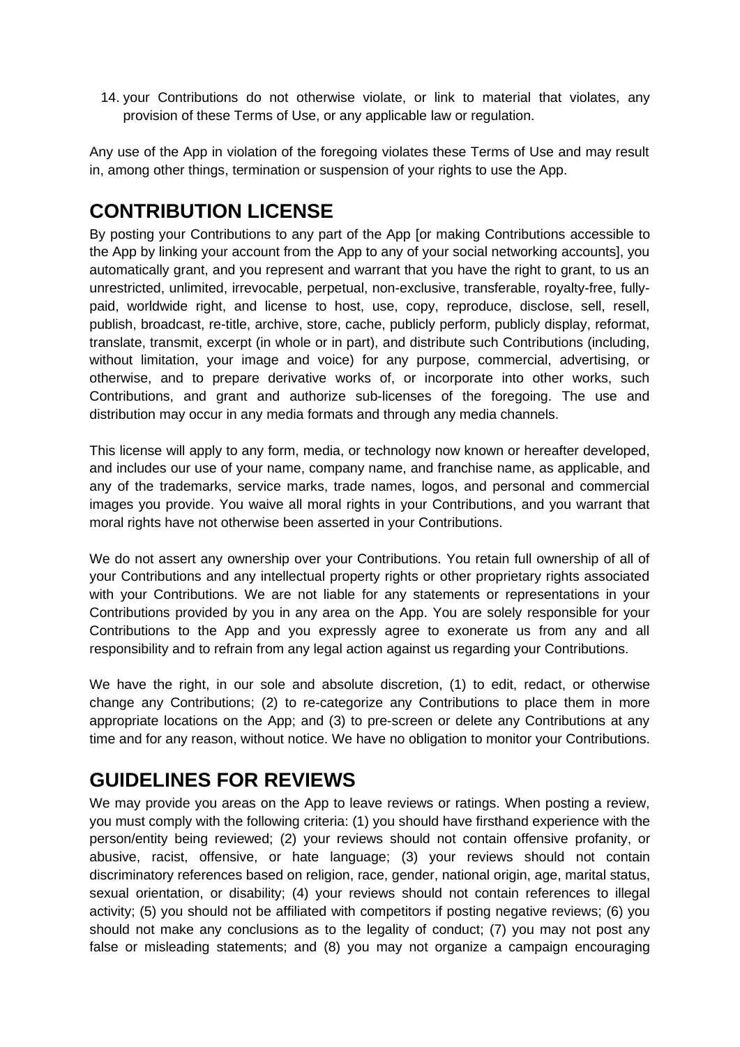14. your Contributions do not otherwise violate, or link to material that violates, any provision of these Terms of Use, or any applicable law or regulation.

Any use of the App in violation of the foregoing violates these Terms of Use and may result in, among other things, termination or suspension of your rights to use the App.

## CONTRIBUTION LICENSE

By posting your Contributions to any part of the App [or making Contributions accessible to the App by linking your account from the App to any of your social networking accounts], you automatically grant, and you represent and warrant that you have the right to grant, to us an unrestricted, unlimited, irrevocable, perpetual, non-exclusive, transferable, royalty-free, fully-paid, worldwide right, and license to host, use, copy, reproduce, disclose, sell, resell, publish, broadcast, re-title, archive, store, cache, publicly perform, publicly display, reformat, translate, transmit, excerpt (in whole or in part), and distribute such Contributions (including, without limitation, your image and voice) for any purpose, commercial, advertising, or otherwise, and to prepare derivative works of, or incorporate into other works, such Contributions, and grant and authorize sub-licenses of the foregoing. The use and distribution may occur in any media formats and through any media channels.

This license will apply to any form, media, or technology now known or hereafter developed, and includes our use of your name, company name, and franchise name, as applicable, and any of the trademarks, service marks, trade names, logos, and personal and commercial images you provide. You waive all moral rights in your Contributions, and you warrant that moral rights have not otherwise been asserted in your Contributions.

We do not assert any ownership over your Contributions. You retain full ownership of all of your Contributions and any intellectual property rights or other proprietary rights associated with your Contributions. We are not liable for any statements or representations in your Contributions provided by you in any area on the App. You are solely responsible for your Contributions to the App and you expressly agree to exonerate us from any and all responsibility and to refrain from any legal action against us regarding your Contributions.

We have the right, in our sole and absolute discretion, (1) to edit, redact, or otherwise change any Contributions; (2) to re-categorize any Contributions to place them in more appropriate locations on the App; and (3) to pre-screen or delete any Contributions at any time and for any reason, without notice. We have no obligation to monitor your Contributions.

## GUIDELINES FOR REVIEWS

We may provide you areas on the App to leave reviews or ratings. When posting a review, you must comply with the following criteria: (1) you should have firsthand experience with the person/entity being reviewed; (2) your reviews should not contain offensive profanity, or abusive, racist, offensive, or hate language; (3) your reviews should not contain discriminatory references based on religion, race, gender, national origin, age, marital status, sexual orientation, or disability; (4) your reviews should not contain references to illegal activity; (5) you should not be affiliated with competitors if posting negative reviews; (6) you should not make any conclusions as to the legality of conduct; (7) you may not post any false or misleading statements; and (8) you may not organize a campaign encouraging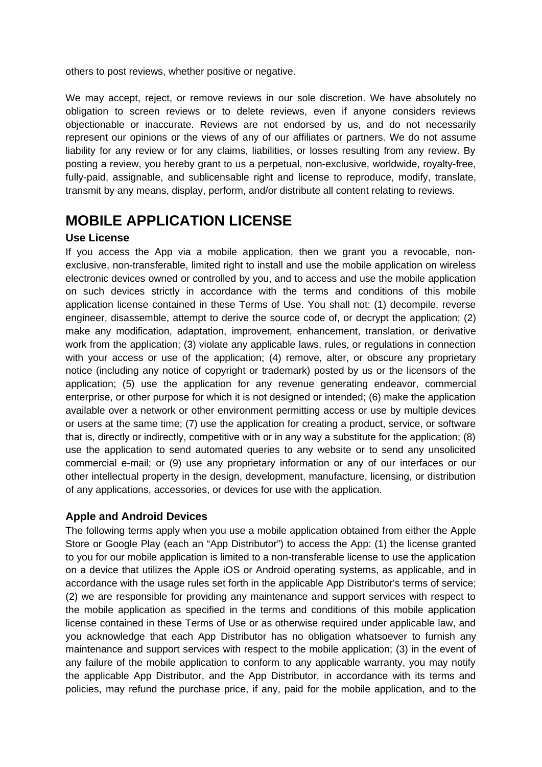others to post reviews, whether positive or negative.

We may accept, reject, or remove reviews in our sole discretion. We have absolutely no obligation to screen reviews or to delete reviews, even if anyone considers reviews objectionable or inaccurate. Reviews are not endorsed by us, and do not necessarily represent our opinions or the views of any of our affiliates or partners. We do not assume liability for any review or for any claims, liabilities, or losses resulting from any review. By posting a review, you hereby grant to us a perpetual, non-exclusive, worldwide, royalty-free, fully-paid, assignable, and sublicensable right and license to reproduce, modify, translate, transmit by any means, display, perform, and/or distribute all content relating to reviews.

# MOBILE APPLICATION LICENSE

### Use License

If you access the App via a mobile application, then we grant you a revocable, non-exclusive, non-transferable, limited right to install and use the mobile application on wireless electronic devices owned or controlled by you, and to access and use the mobile application on such devices strictly in accordance with the terms and conditions of this mobile application license contained in these Terms of Use. You shall not: (1) decompile, reverse engineer, disassemble, attempt to derive the source code of, or decrypt the application; (2) make any modification, adaptation, improvement, enhancement, translation, or derivative work from the application; (3) violate any applicable laws, rules, or regulations in connection with your access or use of the application; (4) remove, alter, or obscure any proprietary notice (including any notice of copyright or trademark) posted by us or the licensors of the application; (5) use the application for any revenue generating endeavor, commercial enterprise, or other purpose for which it is not designed or intended; (6) make the application available over a network or other environment permitting access or use by multiple devices or users at the same time; (7) use the application for creating a product, service, or software that is, directly or indirectly, competitive with or in any way a substitute for the application; (8) use the application to send automated queries to any website or to send any unsolicited commercial e-mail; or (9) use any proprietary information or any of our interfaces or our other intellectual property in the design, development, manufacture, licensing, or distribution of any applications, accessories, or devices for use with the application.

### Apple and Android Devices

The following terms apply when you use a mobile application obtained from either the Apple Store or Google Play (each an "App Distributor") to access the App: (1) the license granted to you for our mobile application is limited to a non-transferable license to use the application on a device that utilizes the Apple iOS or Android operating systems, as applicable, and in accordance with the usage rules set forth in the applicable App Distributor's terms of service; (2) we are responsible for providing any maintenance and support services with respect to the mobile application as specified in the terms and conditions of this mobile application license contained in these Terms of Use or as otherwise required under applicable law, and you acknowledge that each App Distributor has no obligation whatsoever to furnish any maintenance and support services with respect to the mobile application; (3) in the event of any failure of the mobile application to conform to any applicable warranty, you may notify the applicable App Distributor, and the App Distributor, in accordance with its terms and policies, may refund the purchase price, if any, paid for the mobile application, and to the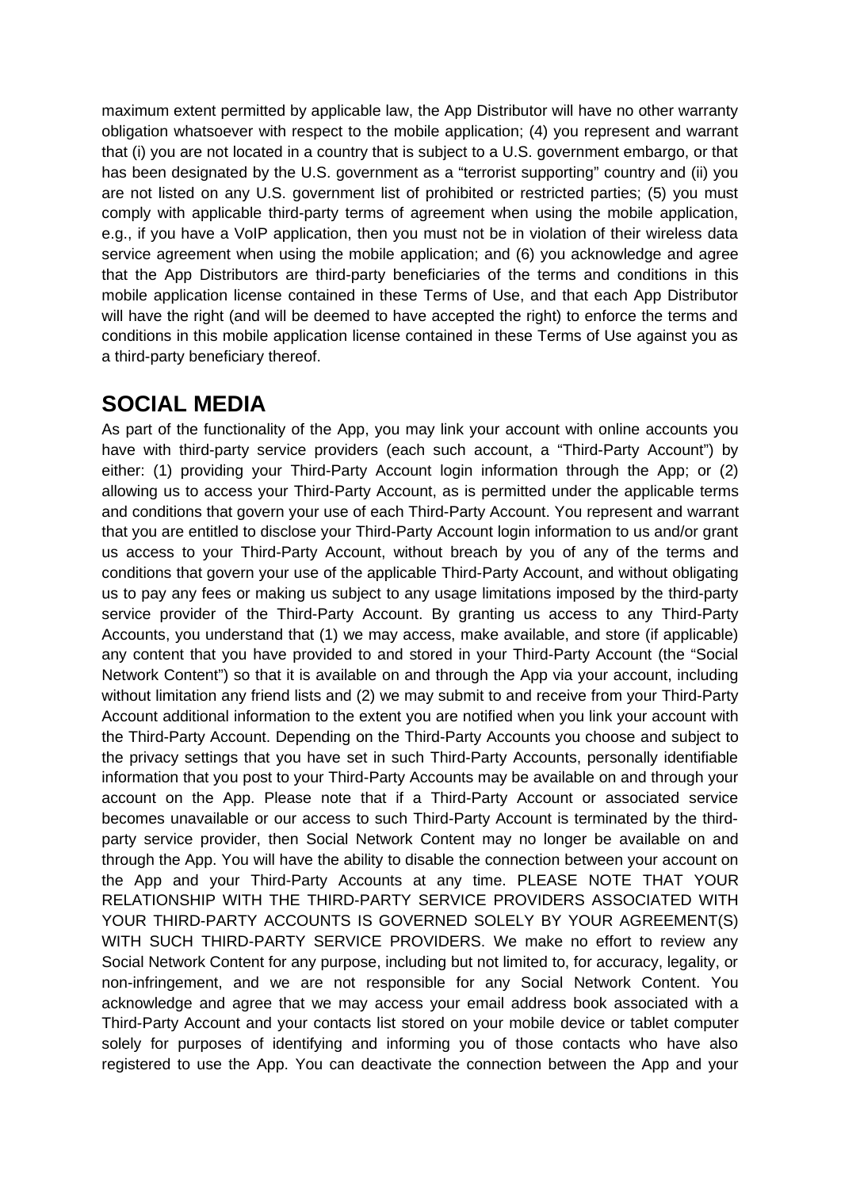maximum extent permitted by applicable law, the App Distributor will have no other warranty obligation whatsoever with respect to the mobile application; (4) you represent and warrant that (i) you are not located in a country that is subject to a U.S. government embargo, or that has been designated by the U.S. government as a "terrorist supporting" country and (ii) you are not listed on any U.S. government list of prohibited or restricted parties; (5) you must comply with applicable third-party terms of agreement when using the mobile application, e.g., if you have a VoIP application, then you must not be in violation of their wireless data service agreement when using the mobile application; and (6) you acknowledge and agree that the App Distributors are third-party beneficiaries of the terms and conditions in this mobile application license contained in these Terms of Use, and that each App Distributor will have the right (and will be deemed to have accepted the right) to enforce the terms and conditions in this mobile application license contained in these Terms of Use against you as a third-party beneficiary thereof.

## SOCIAL MEDIA

As part of the functionality of the App, you may link your account with online accounts you have with third-party service providers (each such account, a "Third-Party Account") by either: (1) providing your Third-Party Account login information through the App; or (2) allowing us to access your Third-Party Account, as is permitted under the applicable terms and conditions that govern your use of each Third-Party Account. You represent and warrant that you are entitled to disclose your Third-Party Account login information to us and/or grant us access to your Third-Party Account, without breach by you of any of the terms and conditions that govern your use of the applicable Third-Party Account, and without obligating us to pay any fees or making us subject to any usage limitations imposed by the third-party service provider of the Third-Party Account. By granting us access to any Third-Party Accounts, you understand that (1) we may access, make available, and store (if applicable) any content that you have provided to and stored in your Third-Party Account (the "Social Network Content") so that it is available on and through the App via your account, including without limitation any friend lists and (2) we may submit to and receive from your Third-Party Account additional information to the extent you are notified when you link your account with the Third-Party Account. Depending on the Third-Party Accounts you choose and subject to the privacy settings that you have set in such Third-Party Accounts, personally identifiable information that you post to your Third-Party Accounts may be available on and through your account on the App. Please note that if a Third-Party Account or associated service becomes unavailable or our access to such Third-Party Account is terminated by the third-party service provider, then Social Network Content may no longer be available on and through the App. You will have the ability to disable the connection between your account on the App and your Third-Party Accounts at any time. PLEASE NOTE THAT YOUR RELATIONSHIP WITH THE THIRD-PARTY SERVICE PROVIDERS ASSOCIATED WITH YOUR THIRD-PARTY ACCOUNTS IS GOVERNED SOLELY BY YOUR AGREEMENT(S) WITH SUCH THIRD-PARTY SERVICE PROVIDERS. We make no effort to review any Social Network Content for any purpose, including but not limited to, for accuracy, legality, or non-infringement, and we are not responsible for any Social Network Content. You acknowledge and agree that we may access your email address book associated with a Third-Party Account and your contacts list stored on your mobile device or tablet computer solely for purposes of identifying and informing you of those contacts who have also registered to use the App. You can deactivate the connection between the App and your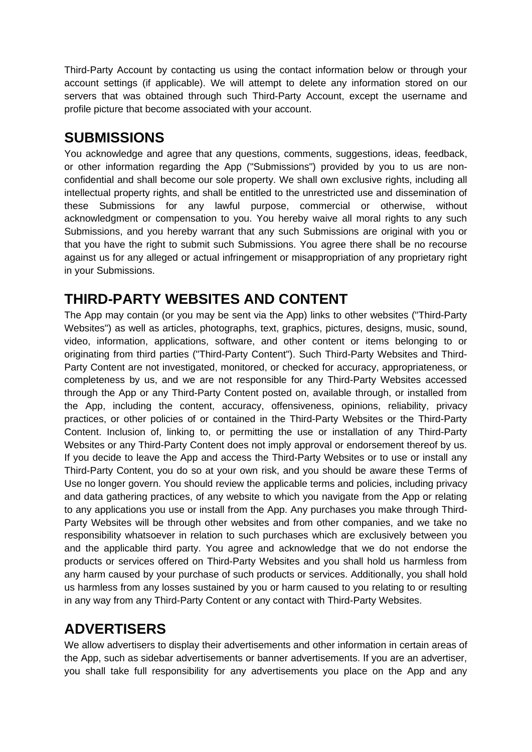Third-Party Account by contacting us using the contact information below or through your account settings (if applicable). We will attempt to delete any information stored on our servers that was obtained through such Third-Party Account, except the username and profile picture that become associated with your account.

## SUBMISSIONS

You acknowledge and agree that any questions, comments, suggestions, ideas, feedback, or other information regarding the App ("Submissions") provided by you to us are non-confidential and shall become our sole property. We shall own exclusive rights, including all intellectual property rights, and shall be entitled to the unrestricted use and dissemination of these Submissions for any lawful purpose, commercial or otherwise, without acknowledgment or compensation to you. You hereby waive all moral rights to any such Submissions, and you hereby warrant that any such Submissions are original with you or that you have the right to submit such Submissions. You agree there shall be no recourse against us for any alleged or actual infringement or misappropriation of any proprietary right in your Submissions.

## THIRD-PARTY WEBSITES AND CONTENT

The App may contain (or you may be sent via the App) links to other websites ("Third-Party Websites") as well as articles, photographs, text, graphics, pictures, designs, music, sound, video, information, applications, software, and other content or items belonging to or originating from third parties ("Third-Party Content"). Such Third-Party Websites and Third-Party Content are not investigated, monitored, or checked for accuracy, appropriateness, or completeness by us, and we are not responsible for any Third-Party Websites accessed through the App or any Third-Party Content posted on, available through, or installed from the App, including the content, accuracy, offensiveness, opinions, reliability, privacy practices, or other policies of or contained in the Third-Party Websites or the Third-Party Content. Inclusion of, linking to, or permitting the use or installation of any Third-Party Websites or any Third-Party Content does not imply approval or endorsement thereof by us. If you decide to leave the App and access the Third-Party Websites or to use or install any Third-Party Content, you do so at your own risk, and you should be aware these Terms of Use no longer govern. You should review the applicable terms and policies, including privacy and data gathering practices, of any website to which you navigate from the App or relating to any applications you use or install from the App. Any purchases you make through Third-Party Websites will be through other websites and from other companies, and we take no responsibility whatsoever in relation to such purchases which are exclusively between you and the applicable third party. You agree and acknowledge that we do not endorse the products or services offered on Third-Party Websites and you shall hold us harmless from any harm caused by your purchase of such products or services. Additionally, you shall hold us harmless from any losses sustained by you or harm caused to you relating to or resulting in any way from any Third-Party Content or any contact with Third-Party Websites.

## ADVERTISERS

We allow advertisers to display their advertisements and other information in certain areas of the App, such as sidebar advertisements or banner advertisements. If you are an advertiser, you shall take full responsibility for any advertisements you place on the App and any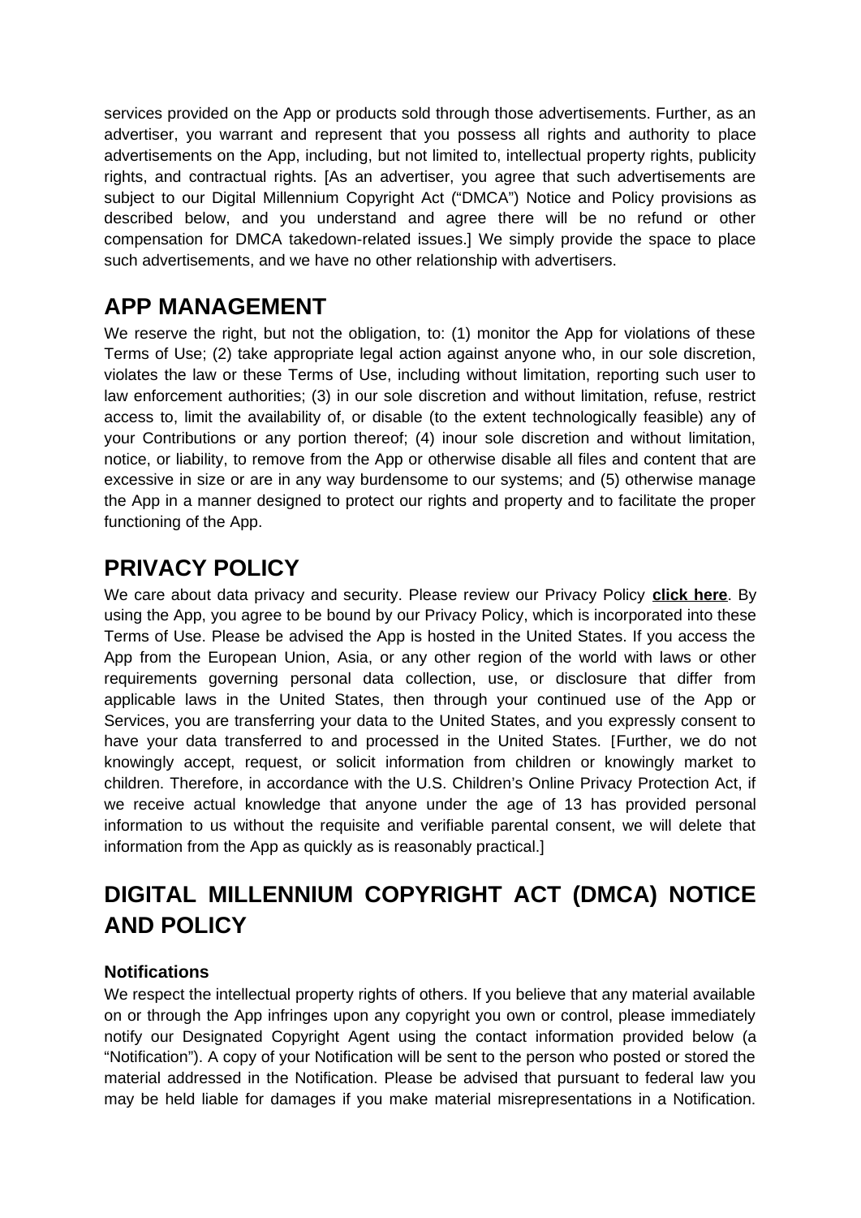services provided on the App or products sold through those advertisements. Further, as an advertiser, you warrant and represent that you possess all rights and authority to place advertisements on the App, including, but not limited to, intellectual property rights, publicity rights, and contractual rights. [As an advertiser, you agree that such advertisements are subject to our Digital Millennium Copyright Act ("DMCA") Notice and Policy provisions as described below, and you understand and agree there will be no refund or other compensation for DMCA takedown-related issues.] We simply provide the space to place such advertisements, and we have no other relationship with advertisers.

## APP MANAGEMENT

We reserve the right, but not the obligation, to: (1) monitor the App for violations of these Terms of Use; (2) take appropriate legal action against anyone who, in our sole discretion, violates the law or these Terms of Use, including without limitation, reporting such user to law enforcement authorities; (3) in our sole discretion and without limitation, refuse, restrict access to, limit the availability of, or disable (to the extent technologically feasible) any of your Contributions or any portion thereof; (4) inour sole discretion and without limitation, notice, or liability, to remove from the App or otherwise disable all files and content that are excessive in size or are in any way burdensome to our systems; and (5) otherwise manage the App in a manner designed to protect our rights and property and to facilitate the proper functioning of the App.

## PRIVACY POLICY

We care about data privacy and security. Please review our Privacy Policy **click here**. By using the App, you agree to be bound by our Privacy Policy, which is incorporated into these Terms of Use. Please be advised the App is hosted in the United States. If you access the App from the European Union, Asia, or any other region of the world with laws or other requirements governing personal data collection, use, or disclosure that differ from applicable laws in the United States, then through your continued use of the App or Services, you are transferring your data to the United States, and you expressly consent to have your data transferred to and processed in the United States. [Further, we do not knowingly accept, request, or solicit information from children or knowingly market to children. Therefore, in accordance with the U.S. Children's Online Privacy Protection Act, if we receive actual knowledge that anyone under the age of 13 has provided personal information to us without the requisite and verifiable parental consent, we will delete that information from the App as quickly as is reasonably practical.]

## DIGITAL MILLENNIUM COPYRIGHT ACT (DMCA) NOTICE AND POLICY

### Notifications

We respect the intellectual property rights of others. If you believe that any material available on or through the App infringes upon any copyright you own or control, please immediately notify our Designated Copyright Agent using the contact information provided below (a "Notification"). A copy of your Notification will be sent to the person who posted or stored the material addressed in the Notification. Please be advised that pursuant to federal law you may be held liable for damages if you make material misrepresentations in a Notification.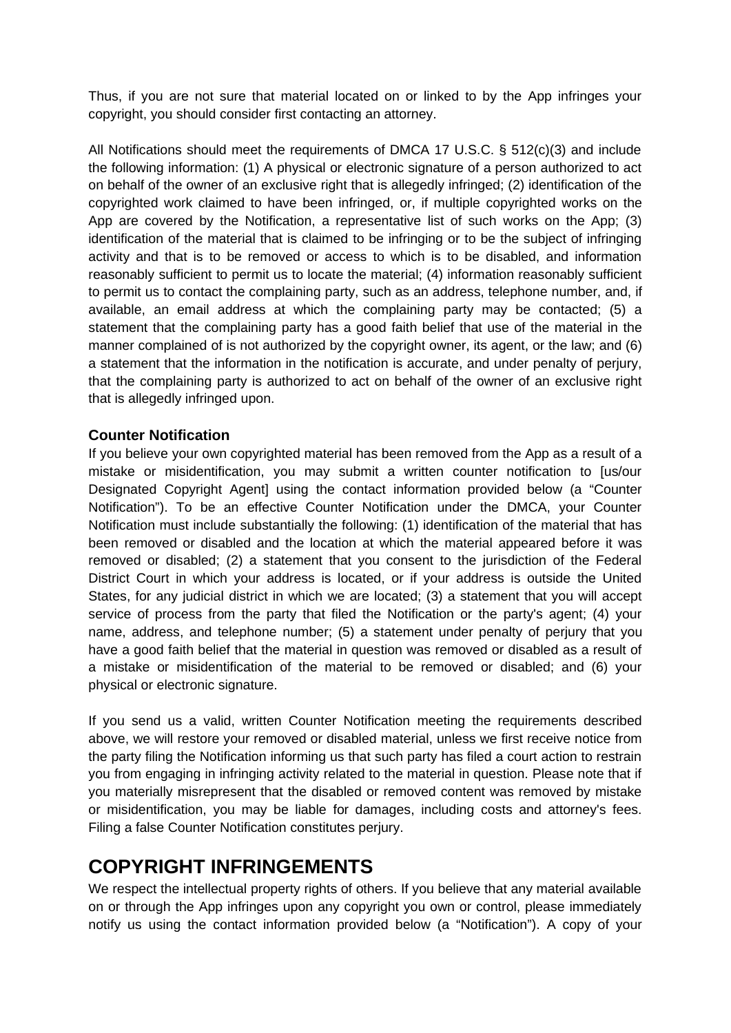Thus, if you are not sure that material located on or linked to by the App infringes your copyright, you should consider first contacting an attorney.

All Notifications should meet the requirements of DMCA 17 U.S.C. § 512(c)(3) and include the following information: (1) A physical or electronic signature of a person authorized to act on behalf of the owner of an exclusive right that is allegedly infringed; (2) identification of the copyrighted work claimed to have been infringed, or, if multiple copyrighted works on the App are covered by the Notification, a representative list of such works on the App; (3) identification of the material that is claimed to be infringing or to be the subject of infringing activity and that is to be removed or access to which is to be disabled, and information reasonably sufficient to permit us to locate the material; (4) information reasonably sufficient to permit us to contact the complaining party, such as an address, telephone number, and, if available, an email address at which the complaining party may be contacted; (5) a statement that the complaining party has a good faith belief that use of the material in the manner complained of is not authorized by the copyright owner, its agent, or the law; and (6) a statement that the information in the notification is accurate, and under penalty of perjury, that the complaining party is authorized to act on behalf of the owner of an exclusive right that is allegedly infringed upon.

**Counter Notification**

If you believe your own copyrighted material has been removed from the App as a result of a mistake or misidentification, you may submit a written counter notification to [us/our Designated Copyright Agent] using the contact information provided below (a "Counter Notification"). To be an effective Counter Notification under the DMCA, your Counter Notification must include substantially the following: (1) identification of the material that has been removed or disabled and the location at which the material appeared before it was removed or disabled; (2) a statement that you consent to the jurisdiction of the Federal District Court in which your address is located, or if your address is outside the United States, for any judicial district in which we are located; (3) a statement that you will accept service of process from the party that filed the Notification or the party's agent; (4) your name, address, and telephone number; (5) a statement under penalty of perjury that you have a good faith belief that the material in question was removed or disabled as a result of a mistake or misidentification of the material to be removed or disabled; and (6) your physical or electronic signature.

If you send us a valid, written Counter Notification meeting the requirements described above, we will restore your removed or disabled material, unless we first receive notice from the party filing the Notification informing us that such party has filed a court action to restrain you from engaging in infringing activity related to the material in question. Please note that if you materially misrepresent that the disabled or removed content was removed by mistake or misidentification, you may be liable for damages, including costs and attorney's fees. Filing a false Counter Notification constitutes perjury.

## COPYRIGHT INFRINGEMENTS

We respect the intellectual property rights of others. If you believe that any material available on or through the App infringes upon any copyright you own or control, please immediately notify us using the contact information provided below (a "Notification"). A copy of your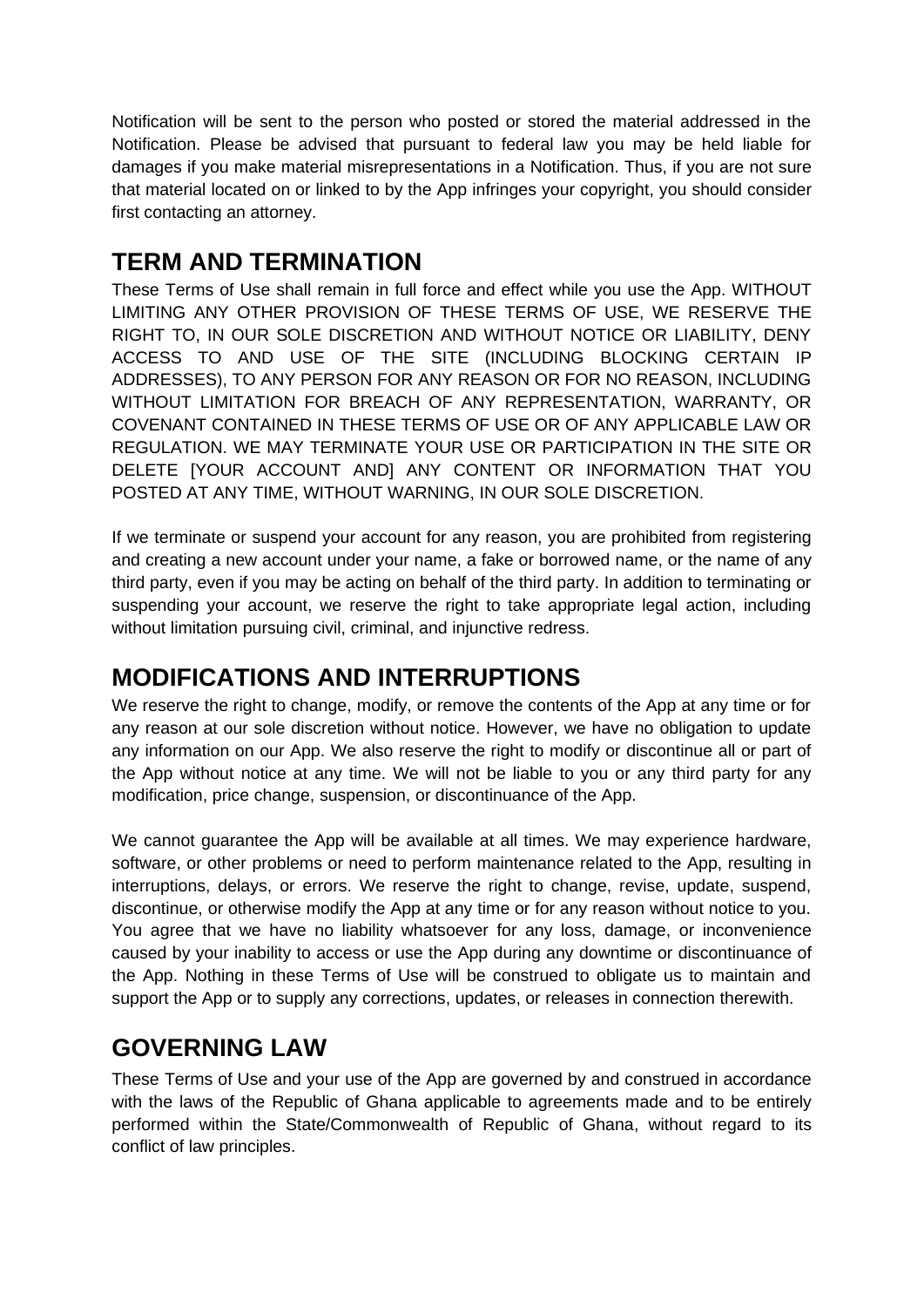Notification will be sent to the person who posted or stored the material addressed in the Notification. Please be advised that pursuant to federal law you may be held liable for damages if you make material misrepresentations in a Notification. Thus, if you are not sure that material located on or linked to by the App infringes your copyright, you should consider first contacting an attorney.

## TERM AND TERMINATION

These Terms of Use shall remain in full force and effect while you use the App. WITHOUT LIMITING ANY OTHER PROVISION OF THESE TERMS OF USE, WE RESERVE THE RIGHT TO, IN OUR SOLE DISCRETION AND WITHOUT NOTICE OR LIABILITY, DENY ACCESS TO AND USE OF THE SITE (INCLUDING BLOCKING CERTAIN IP ADDRESSES), TO ANY PERSON FOR ANY REASON OR FOR NO REASON, INCLUDING WITHOUT LIMITATION FOR BREACH OF ANY REPRESENTATION, WARRANTY, OR COVENANT CONTAINED IN THESE TERMS OF USE OR OF ANY APPLICABLE LAW OR REGULATION. WE MAY TERMINATE YOUR USE OR PARTICIPATION IN THE SITE OR DELETE [YOUR ACCOUNT AND] ANY CONTENT OR INFORMATION THAT YOU POSTED AT ANY TIME, WITHOUT WARNING, IN OUR SOLE DISCRETION.

If we terminate or suspend your account for any reason, you are prohibited from registering and creating a new account under your name, a fake or borrowed name, or the name of any third party, even if you may be acting on behalf of the third party. In addition to terminating or suspending your account, we reserve the right to take appropriate legal action, including without limitation pursuing civil, criminal, and injunctive redress.

## MODIFICATIONS AND INTERRUPTIONS

We reserve the right to change, modify, or remove the contents of the App at any time or for any reason at our sole discretion without notice. However, we have no obligation to update any information on our App. We also reserve the right to modify or discontinue all or part of the App without notice at any time. We will not be liable to you or any third party for any modification, price change, suspension, or discontinuance of the App.

We cannot guarantee the App will be available at all times. We may experience hardware, software, or other problems or need to perform maintenance related to the App, resulting in interruptions, delays, or errors. We reserve the right to change, revise, update, suspend, discontinue, or otherwise modify the App at any time or for any reason without notice to you. You agree that we have no liability whatsoever for any loss, damage, or inconvenience caused by your inability to access or use the App during any downtime or discontinuance of the App. Nothing in these Terms of Use will be construed to obligate us to maintain and support the App or to supply any corrections, updates, or releases in connection therewith.

## GOVERNING LAW

These Terms of Use and your use of the App are governed by and construed in accordance with the laws of the Republic of Ghana applicable to agreements made and to be entirely performed within the State/Commonwealth of Republic of Ghana, without regard to its conflict of law principles.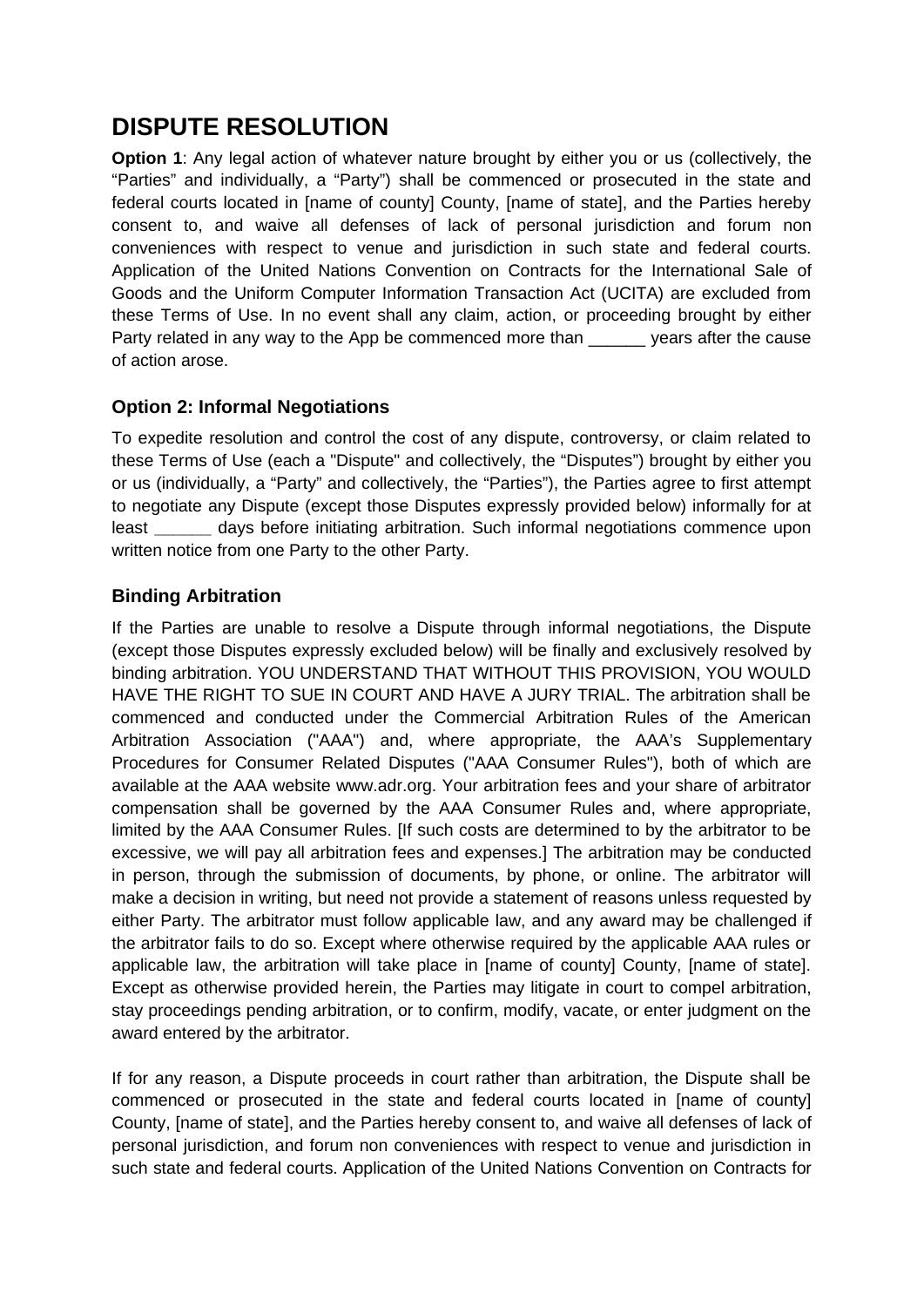# DISPUTE RESOLUTION

**Option 1**: Any legal action of whatever nature brought by either you or us (collectively, the "Parties" and individually, a "Party") shall be commenced or prosecuted in the state and federal courts located in [name of county] County, [name of state], and the Parties hereby consent to, and waive all defenses of lack of personal jurisdiction and forum non conveniences with respect to venue and jurisdiction in such state and federal courts. Application of the United Nations Convention on Contracts for the International Sale of Goods and the Uniform Computer Information Transaction Act (UCITA) are excluded from these Terms of Use. In no event shall any claim, action, or proceeding brought by either Party related in any way to the App be commenced more than ______ years after the cause of action arose.

### Option 2: Informal Negotiations

To expedite resolution and control the cost of any dispute, controversy, or claim related to these Terms of Use (each a "Dispute" and collectively, the "Disputes") brought by either you or us (individually, a "Party" and collectively, the "Parties"), the Parties agree to first attempt to negotiate any Dispute (except those Disputes expressly provided below) informally for at least **______** days before initiating arbitration. Such informal negotiations commence upon written notice from one Party to the other Party.

### Binding Arbitration

If the Parties are unable to resolve a Dispute through informal negotiations, the Dispute (except those Disputes expressly excluded below) will be finally and exclusively resolved by binding arbitration. YOU UNDERSTAND THAT WITHOUT THIS PROVISION, YOU WOULD HAVE THE RIGHT TO SUE IN COURT AND HAVE A JURY TRIAL. The arbitration shall be commenced and conducted under the Commercial Arbitration Rules of the American Arbitration Association ("AAA") and, where appropriate, the AAA's Supplementary Procedures for Consumer Related Disputes ("AAA Consumer Rules"), both of which are available at the AAA website www.adr.org. Your arbitration fees and your share of arbitrator compensation shall be governed by the AAA Consumer Rules and, where appropriate, limited by the AAA Consumer Rules. [If such costs are determined to by the arbitrator to be excessive, we will pay all arbitration fees and expenses.] The arbitration may be conducted in person, through the submission of documents, by phone, or online. The arbitrator will make a decision in writing, but need not provide a statement of reasons unless requested by either Party. The arbitrator must follow applicable law, and any award may be challenged if the arbitrator fails to do so. Except where otherwise required by the applicable AAA rules or applicable law, the arbitration will take place in [name of county] County, [name of state]. Except as otherwise provided herein, the Parties may litigate in court to compel arbitration, stay proceedings pending arbitration, or to confirm, modify, vacate, or enter judgment on the award entered by the arbitrator.

If for any reason, a Dispute proceeds in court rather than arbitration, the Dispute shall be commenced or prosecuted in the state and federal courts located in [name of county] County, [name of state], and the Parties hereby consent to, and waive all defenses of lack of personal jurisdiction, and forum non conveniences with respect to venue and jurisdiction in such state and federal courts. Application of the United Nations Convention on Contracts for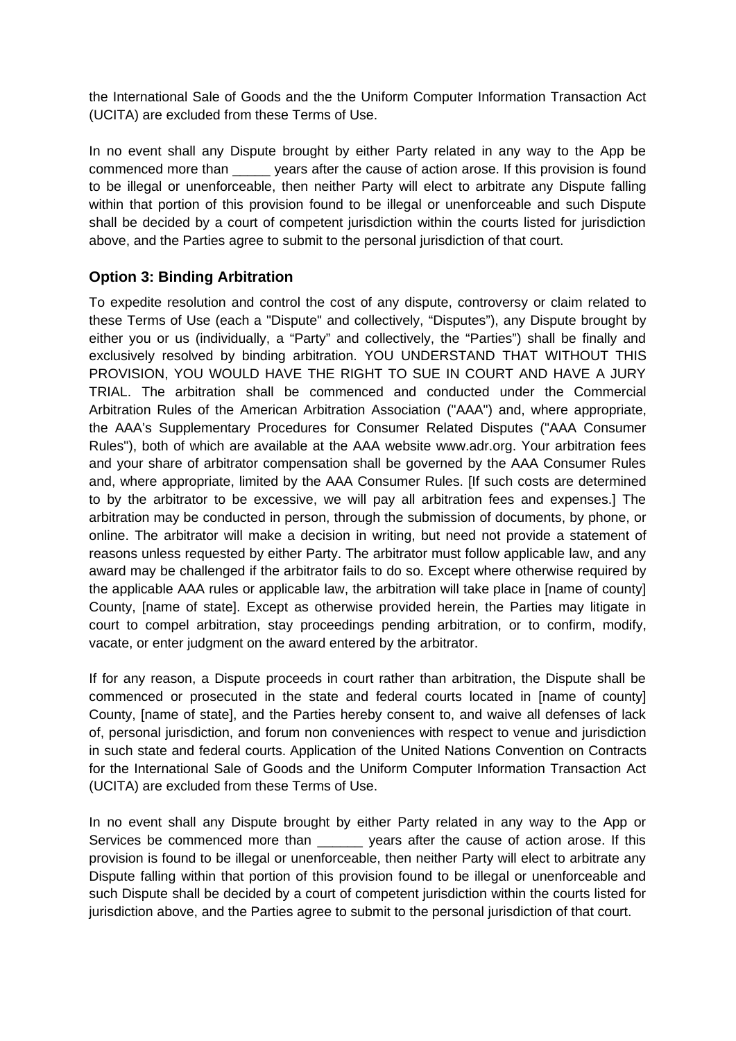the International Sale of Goods and the the Uniform Computer Information Transaction Act (UCITA) are excluded from these Terms of Use.

In no event shall any Dispute brought by either Party related in any way to the App be commenced more than _____ years after the cause of action arose. If this provision is found to be illegal or unenforceable, then neither Party will elect to arbitrate any Dispute falling within that portion of this provision found to be illegal or unenforceable and such Dispute shall be decided by a court of competent jurisdiction within the courts listed for jurisdiction above, and the Parties agree to submit to the personal jurisdiction of that court.

### Option 3: Binding Arbitration

To expedite resolution and control the cost of any dispute, controversy or claim related to these Terms of Use (each a "Dispute" and collectively, “Disputes”), any Dispute brought by either you or us (individually, a “Party” and collectively, the “Parties”) shall be finally and exclusively resolved by binding arbitration. YOU UNDERSTAND THAT WITHOUT THIS PROVISION, YOU WOULD HAVE THE RIGHT TO SUE IN COURT AND HAVE A JURY TRIAL. The arbitration shall be commenced and conducted under the Commercial Arbitration Rules of the American Arbitration Association ("AAA") and, where appropriate, the AAA’s Supplementary Procedures for Consumer Related Disputes ("AAA Consumer Rules"), both of which are available at the AAA website www.adr.org. Your arbitration fees and your share of arbitrator compensation shall be governed by the AAA Consumer Rules and, where appropriate, limited by the AAA Consumer Rules. [If such costs are determined to by the arbitrator to be excessive, we will pay all arbitration fees and expenses.] The arbitration may be conducted in person, through the submission of documents, by phone, or online. The arbitrator will make a decision in writing, but need not provide a statement of reasons unless requested by either Party. The arbitrator must follow applicable law, and any award may be challenged if the arbitrator fails to do so. Except where otherwise required by the applicable AAA rules or applicable law, the arbitration will take place in [name of county] County, [name of state]. Except as otherwise provided herein, the Parties may litigate in court to compel arbitration, stay proceedings pending arbitration, or to confirm, modify, vacate, or enter judgment on the award entered by the arbitrator.

If for any reason, a Dispute proceeds in court rather than arbitration, the Dispute shall be commenced or prosecuted in the state and federal courts located in [name of county] County, [name of state], and the Parties hereby consent to, and waive all defenses of lack of, personal jurisdiction, and forum non conveniences with respect to venue and jurisdiction in such state and federal courts. Application of the United Nations Convention on Contracts for the International Sale of Goods and the Uniform Computer Information Transaction Act (UCITA) are excluded from these Terms of Use.

In no event shall any Dispute brought by either Party related in any way to the App or Services be commenced more than ______ years after the cause of action arose. If this provision is found to be illegal or unenforceable, then neither Party will elect to arbitrate any Dispute falling within that portion of this provision found to be illegal or unenforceable and such Dispute shall be decided by a court of competent jurisdiction within the courts listed for jurisdiction above, and the Parties agree to submit to the personal jurisdiction of that court.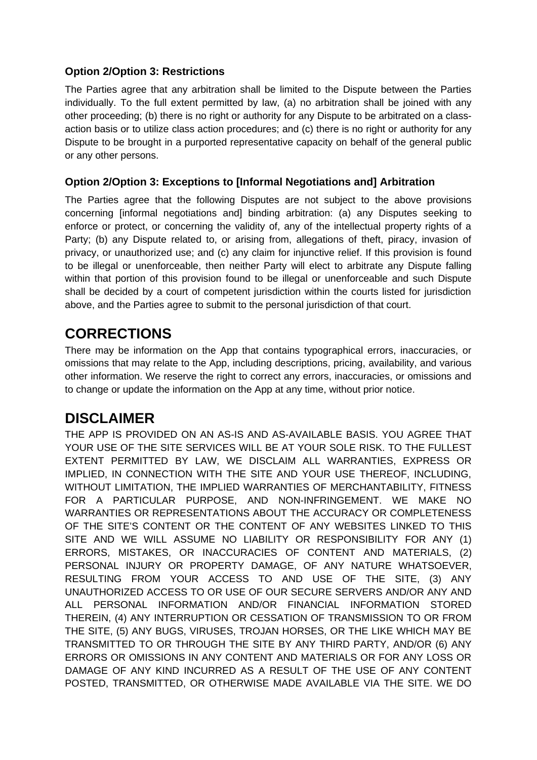### Option 2/Option 3: Restrictions

The Parties agree that any arbitration shall be limited to the Dispute between the Parties individually. To the full extent permitted by law, (a) no arbitration shall be joined with any other proceeding; (b) there is no right or authority for any Dispute to be arbitrated on a class-action basis or to utilize class action procedures; and (c) there is no right or authority for any Dispute to be brought in a purported representative capacity on behalf of the general public or any other persons.

### Option 2/Option 3: Exceptions to [Informal Negotiations and] Arbitration

The Parties agree that the following Disputes are not subject to the above provisions concerning [informal negotiations and] binding arbitration: (a) any Disputes seeking to enforce or protect, or concerning the validity of, any of the intellectual property rights of a Party; (b) any Dispute related to, or arising from, allegations of theft, piracy, invasion of privacy, or unauthorized use; and (c) any claim for injunctive relief. If this provision is found to be illegal or unenforceable, then neither Party will elect to arbitrate any Dispute falling within that portion of this provision found to be illegal or unenforceable and such Dispute shall be decided by a court of competent jurisdiction within the courts listed for jurisdiction above, and the Parties agree to submit to the personal jurisdiction of that court.

## CORRECTIONS

There may be information on the App that contains typographical errors, inaccuracies, or omissions that may relate to the App, including descriptions, pricing, availability, and various other information. We reserve the right to correct any errors, inaccuracies, or omissions and to change or update the information on the App at any time, without prior notice.

## DISCLAIMER

THE APP IS PROVIDED ON AN AS-IS AND AS-AVAILABLE BASIS. YOU AGREE THAT YOUR USE OF THE SITE SERVICES WILL BE AT YOUR SOLE RISK. TO THE FULLEST EXTENT PERMITTED BY LAW, WE DISCLAIM ALL WARRANTIES, EXPRESS OR IMPLIED, IN CONNECTION WITH THE SITE AND YOUR USE THEREOF, INCLUDING, WITHOUT LIMITATION, THE IMPLIED WARRANTIES OF MERCHANTABILITY, FITNESS FOR A PARTICULAR PURPOSE, AND NON-INFRINGEMENT. WE MAKE NO WARRANTIES OR REPRESENTATIONS ABOUT THE ACCURACY OR COMPLETENESS OF THE SITE'S CONTENT OR THE CONTENT OF ANY WEBSITES LINKED TO THIS SITE AND WE WILL ASSUME NO LIABILITY OR RESPONSIBILITY FOR ANY (1) ERRORS, MISTAKES, OR INACCURACIES OF CONTENT AND MATERIALS, (2) PERSONAL INJURY OR PROPERTY DAMAGE, OF ANY NATURE WHATSOEVER, RESULTING FROM YOUR ACCESS TO AND USE OF THE SITE, (3) ANY UNAUTHORIZED ACCESS TO OR USE OF OUR SECURE SERVERS AND/OR ANY AND ALL PERSONAL INFORMATION AND/OR FINANCIAL INFORMATION STORED THEREIN, (4) ANY INTERRUPTION OR CESSATION OF TRANSMISSION TO OR FROM THE SITE, (5) ANY BUGS, VIRUSES, TROJAN HORSES, OR THE LIKE WHICH MAY BE TRANSMITTED TO OR THROUGH THE SITE BY ANY THIRD PARTY, AND/OR (6) ANY ERRORS OR OMISSIONS IN ANY CONTENT AND MATERIALS OR FOR ANY LOSS OR DAMAGE OF ANY KIND INCURRED AS A RESULT OF THE USE OF ANY CONTENT POSTED, TRANSMITTED, OR OTHERWISE MADE AVAILABLE VIA THE SITE. WE DO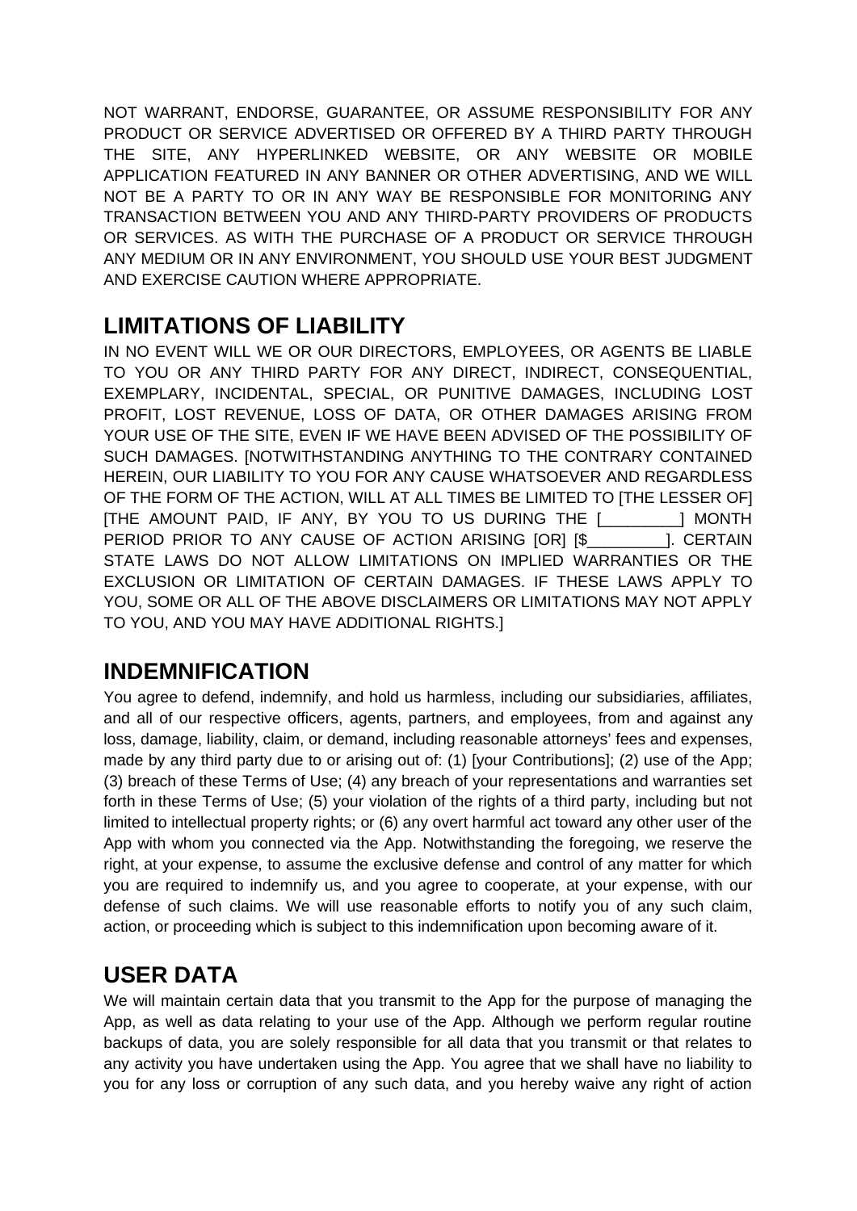NOT WARRANT, ENDORSE, GUARANTEE, OR ASSUME RESPONSIBILITY FOR ANY PRODUCT OR SERVICE ADVERTISED OR OFFERED BY A THIRD PARTY THROUGH THE SITE, ANY HYPERLINKED WEBSITE, OR ANY WEBSITE OR MOBILE APPLICATION FEATURED IN ANY BANNER OR OTHER ADVERTISING, AND WE WILL NOT BE A PARTY TO OR IN ANY WAY BE RESPONSIBLE FOR MONITORING ANY TRANSACTION BETWEEN YOU AND ANY THIRD-PARTY PROVIDERS OF PRODUCTS OR SERVICES. AS WITH THE PURCHASE OF A PRODUCT OR SERVICE THROUGH ANY MEDIUM OR IN ANY ENVIRONMENT, YOU SHOULD USE YOUR BEST JUDGMENT AND EXERCISE CAUTION WHERE APPROPRIATE.

## LIMITATIONS OF LIABILITY

IN NO EVENT WILL WE OR OUR DIRECTORS, EMPLOYEES, OR AGENTS BE LIABLE TO YOU OR ANY THIRD PARTY FOR ANY DIRECT, INDIRECT, CONSEQUENTIAL, EXEMPLARY, INCIDENTAL, SPECIAL, OR PUNITIVE DAMAGES, INCLUDING LOST PROFIT, LOST REVENUE, LOSS OF DATA, OR OTHER DAMAGES ARISING FROM YOUR USE OF THE SITE, EVEN IF WE HAVE BEEN ADVISED OF THE POSSIBILITY OF SUCH DAMAGES. [NOTWITHSTANDING ANYTHING TO THE CONTRARY CONTAINED HEREIN, OUR LIABILITY TO YOU FOR ANY CAUSE WHATSOEVER AND REGARDLESS OF THE FORM OF THE ACTION, WILL AT ALL TIMES BE LIMITED TO [THE LESSER OF] [THE AMOUNT PAID, IF ANY, BY YOU TO US DURING THE [_________] MONTH PERIOD PRIOR TO ANY CAUSE OF ACTION ARISING [OR] [$_________]. CERTAIN STATE LAWS DO NOT ALLOW LIMITATIONS ON IMPLIED WARRANTIES OR THE EXCLUSION OR LIMITATION OF CERTAIN DAMAGES. IF THESE LAWS APPLY TO YOU, SOME OR ALL OF THE ABOVE DISCLAIMERS OR LIMITATIONS MAY NOT APPLY TO YOU, AND YOU MAY HAVE ADDITIONAL RIGHTS.]

## INDEMNIFICATION

You agree to defend, indemnify, and hold us harmless, including our subsidiaries, affiliates, and all of our respective officers, agents, partners, and employees, from and against any loss, damage, liability, claim, or demand, including reasonable attorneys' fees and expenses, made by any third party due to or arising out of: (1) [your Contributions]; (2) use of the App; (3) breach of these Terms of Use; (4) any breach of your representations and warranties set forth in these Terms of Use; (5) your violation of the rights of a third party, including but not limited to intellectual property rights; or (6) any overt harmful act toward any other user of the App with whom you connected via the App. Notwithstanding the foregoing, we reserve the right, at your expense, to assume the exclusive defense and control of any matter for which you are required to indemnify us, and you agree to cooperate, at your expense, with our defense of such claims. We will use reasonable efforts to notify you of any such claim, action, or proceeding which is subject to this indemnification upon becoming aware of it.

## USER DATA

We will maintain certain data that you transmit to the App for the purpose of managing the App, as well as data relating to your use of the App. Although we perform regular routine backups of data, you are solely responsible for all data that you transmit or that relates to any activity you have undertaken using the App. You agree that we shall have no liability to you for any loss or corruption of any such data, and you hereby waive any right of action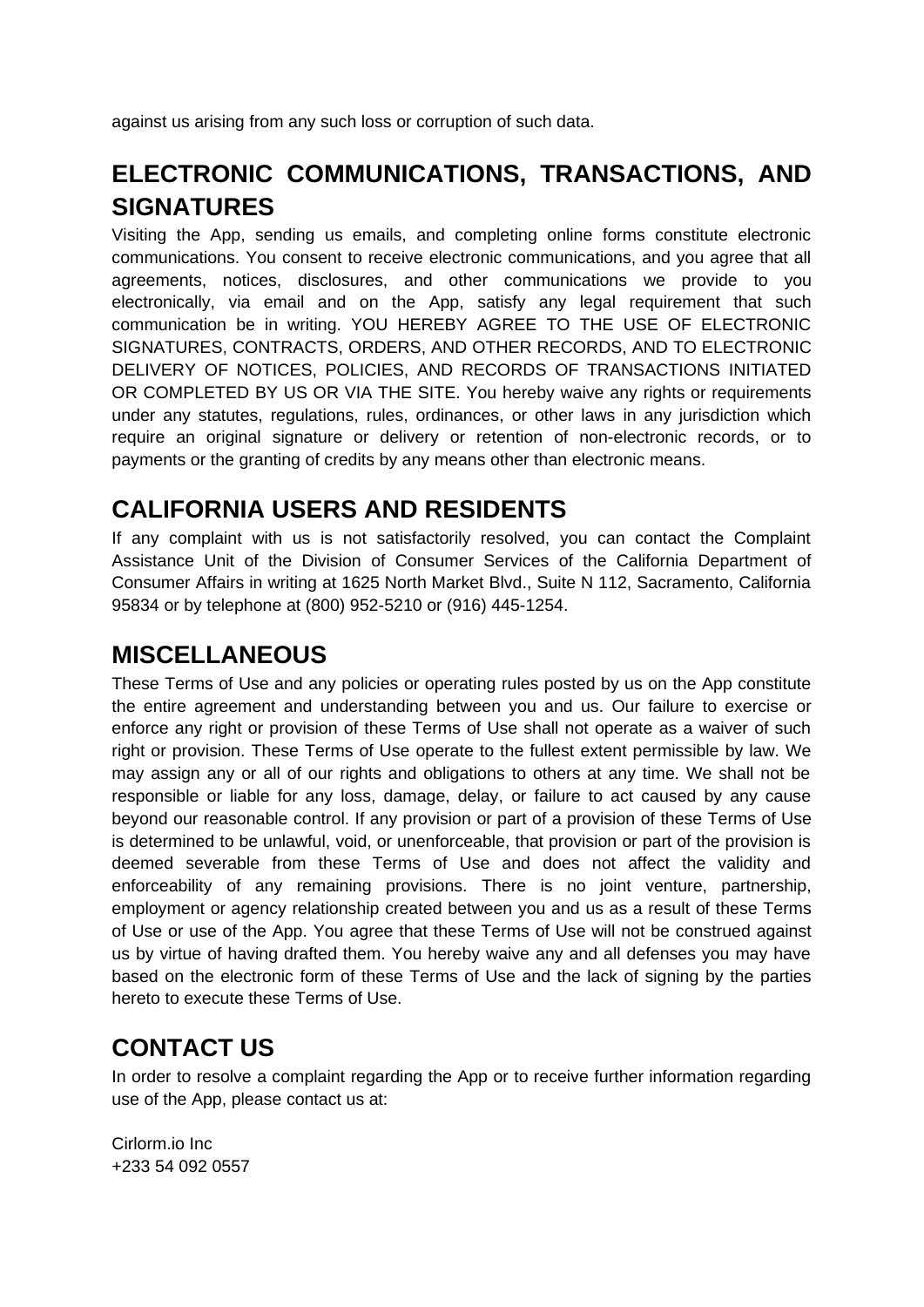against us arising from any such loss or corruption of such data.

## ELECTRONIC COMMUNICATIONS, TRANSACTIONS, AND SIGNATURES

Visiting the App, sending us emails, and completing online forms constitute electronic communications. You consent to receive electronic communications, and you agree that all agreements, notices, disclosures, and other communications we provide to you electronically, via email and on the App, satisfy any legal requirement that such communication be in writing. YOU HEREBY AGREE TO THE USE OF ELECTRONIC SIGNATURES, CONTRACTS, ORDERS, AND OTHER RECORDS, AND TO ELECTRONIC DELIVERY OF NOTICES, POLICIES, AND RECORDS OF TRANSACTIONS INITIATED OR COMPLETED BY US OR VIA THE SITE. You hereby waive any rights or requirements under any statutes, regulations, rules, ordinances, or other laws in any jurisdiction which require an original signature or delivery or retention of non-electronic records, or to payments or the granting of credits by any means other than electronic means.

## CALIFORNIA USERS AND RESIDENTS

If any complaint with us is not satisfactorily resolved, you can contact the Complaint Assistance Unit of the Division of Consumer Services of the California Department of Consumer Affairs in writing at 1625 North Market Blvd., Suite N 112, Sacramento, California 95834 or by telephone at (800) 952-5210 or (916) 445-1254.

## MISCELLANEOUS

These Terms of Use and any policies or operating rules posted by us on the App constitute the entire agreement and understanding between you and us. Our failure to exercise or enforce any right or provision of these Terms of Use shall not operate as a waiver of such right or provision. These Terms of Use operate to the fullest extent permissible by law. We may assign any or all of our rights and obligations to others at any time. We shall not be responsible or liable for any loss, damage, delay, or failure to act caused by any cause beyond our reasonable control. If any provision or part of a provision of these Terms of Use is determined to be unlawful, void, or unenforceable, that provision or part of the provision is deemed severable from these Terms of Use and does not affect the validity and enforceability of any remaining provisions. There is no joint venture, partnership, employment or agency relationship created between you and us as a result of these Terms of Use or use of the App. You agree that these Terms of Use will not be construed against us by virtue of having drafted them. You hereby waive any and all defenses you may have based on the electronic form of these Terms of Use and the lack of signing by the parties hereto to execute these Terms of Use.

## CONTACT US

In order to resolve a complaint regarding the App or to receive further information regarding use of the App, please contact us at:

Cirlorm.io Inc
+233 54 092 0557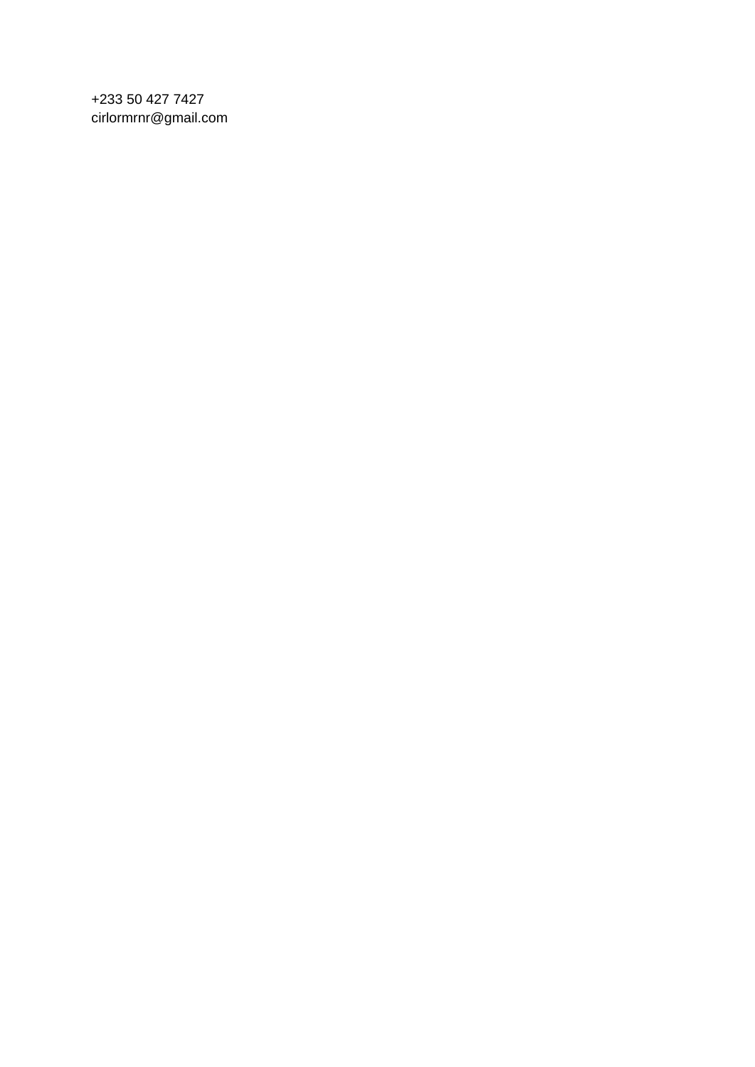+233 50 427 7427
cirlormrnr@gmail.com